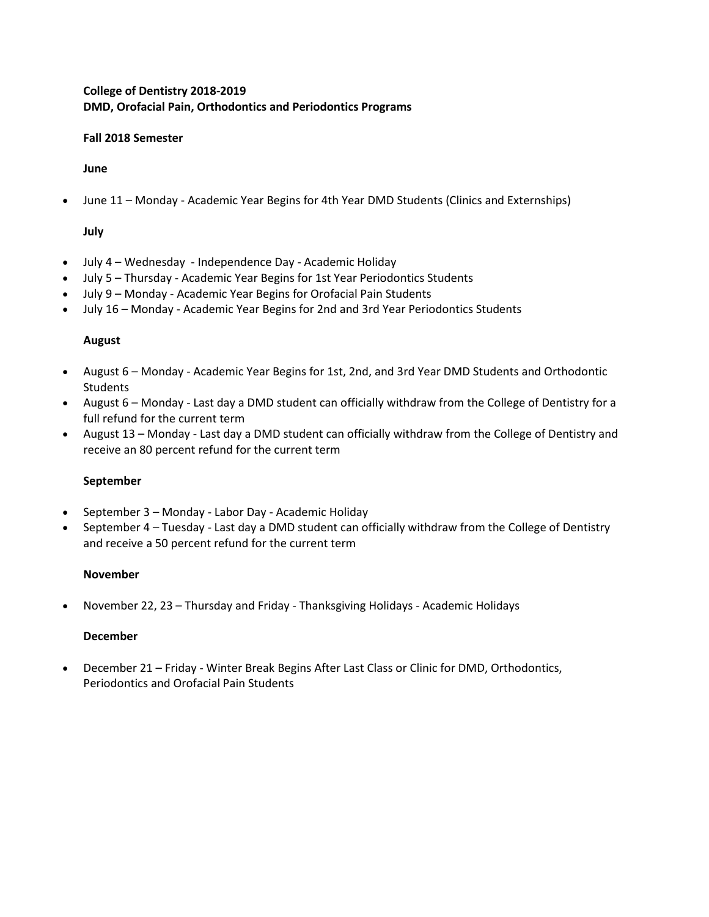**College of Dentistry 2018-2019**
**DMD, Orofacial Pain, Orthodontics and Periodontics Programs**

**Fall 2018 Semester**

**June**

- June 11 – Monday - Academic Year Begins for 4th Year DMD Students (Clinics and Externships)

**July**

- July 4 – Wednesday - Independence Day - Academic Holiday
- July 5 – Thursday - Academic Year Begins for 1st Year Periodontics Students
- July 9 – Monday - Academic Year Begins for Orofacial Pain Students
- July 16 – Monday - Academic Year Begins for 2nd and 3rd Year Periodontics Students

**August**

- August 6 – Monday - Academic Year Begins for 1st, 2nd, and 3rd Year DMD Students and Orthodontic Students
- August 6 – Monday - Last day a DMD student can officially withdraw from the College of Dentistry for a full refund for the current term
- August 13 – Monday - Last day a DMD student can officially withdraw from the College of Dentistry and receive an 80 percent refund for the current term

**September**

- September 3 – Monday - Labor Day - Academic Holiday
- September 4 – Tuesday - Last day a DMD student can officially withdraw from the College of Dentistry and receive a 50 percent refund for the current term

**November**

- November 22, 23 – Thursday and Friday - Thanksgiving Holidays - Academic Holidays

**December**

- December 21 – Friday - Winter Break Begins After Last Class or Clinic for DMD, Orthodontics, Periodontics and Orofacial Pain Students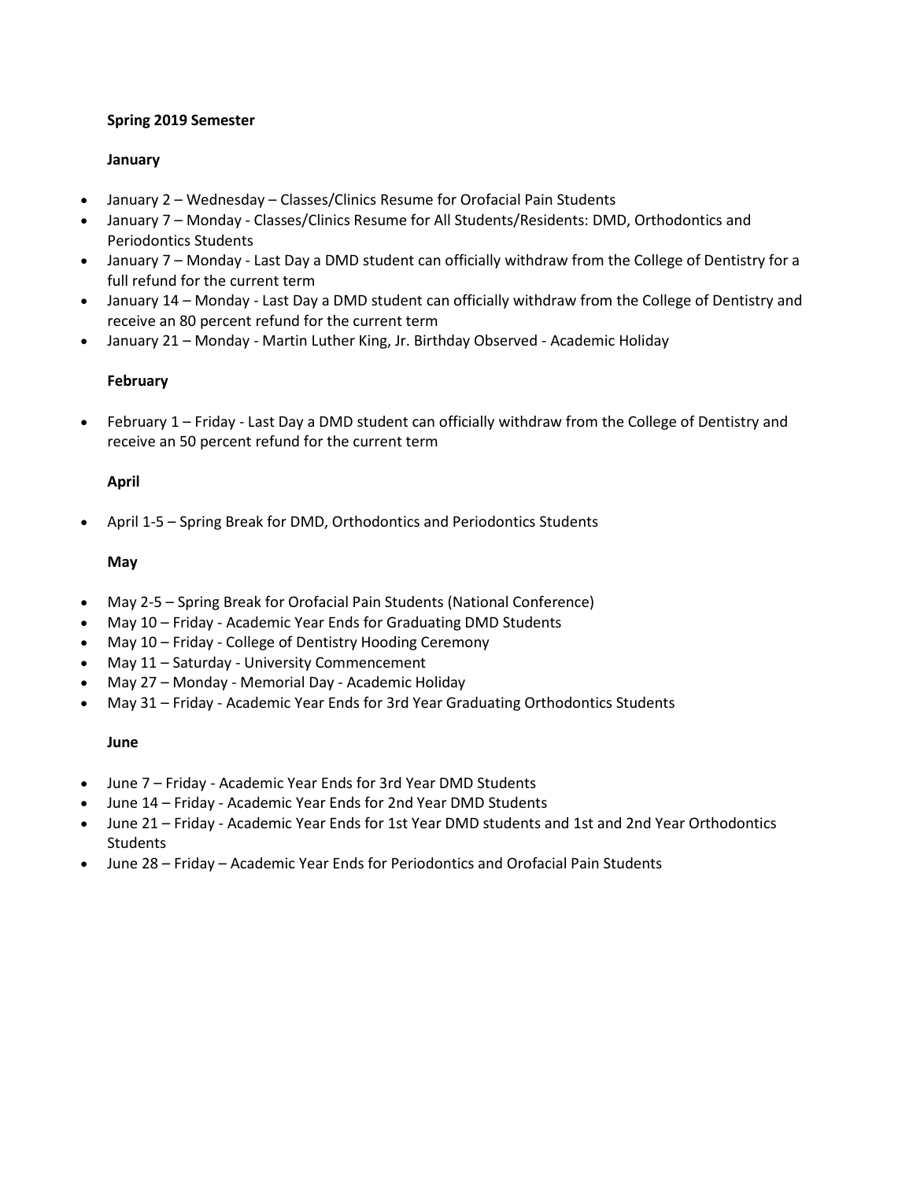**Spring 2019 Semester**

**January**

- January 2 – Wednesday – Classes/Clinics Resume for Orofacial Pain Students
- January 7 – Monday - Classes/Clinics Resume for All Students/Residents: DMD, Orthodontics and Periodontics Students
- January 7 – Monday - Last Day a DMD student can officially withdraw from the College of Dentistry for a full refund for the current term
- January 14 – Monday - Last Day a DMD student can officially withdraw from the College of Dentistry and receive an 80 percent refund for the current term
- January 21 – Monday - Martin Luther King, Jr. Birthday Observed - Academic Holiday

**February**

- February 1 – Friday - Last Day a DMD student can officially withdraw from the College of Dentistry and receive an 50 percent refund for the current term

**April**

- April 1-5 – Spring Break for DMD, Orthodontics and Periodontics Students

**May**

- May 2-5 – Spring Break for Orofacial Pain Students (National Conference)
- May 10 – Friday - Academic Year Ends for Graduating DMD Students
- May 10 – Friday - College of Dentistry Hooding Ceremony
- May 11 – Saturday - University Commencement
- May 27 – Monday - Memorial Day - Academic Holiday
- May 31 – Friday - Academic Year Ends for 3rd Year Graduating Orthodontics Students

**June**

- June 7 – Friday - Academic Year Ends for 3rd Year DMD Students
- June 14 – Friday - Academic Year Ends for 2nd Year DMD Students
- June 21 – Friday - Academic Year Ends for 1st Year DMD students and 1st and 2nd Year Orthodontics Students
- June 28 – Friday – Academic Year Ends for Periodontics and Orofacial Pain Students